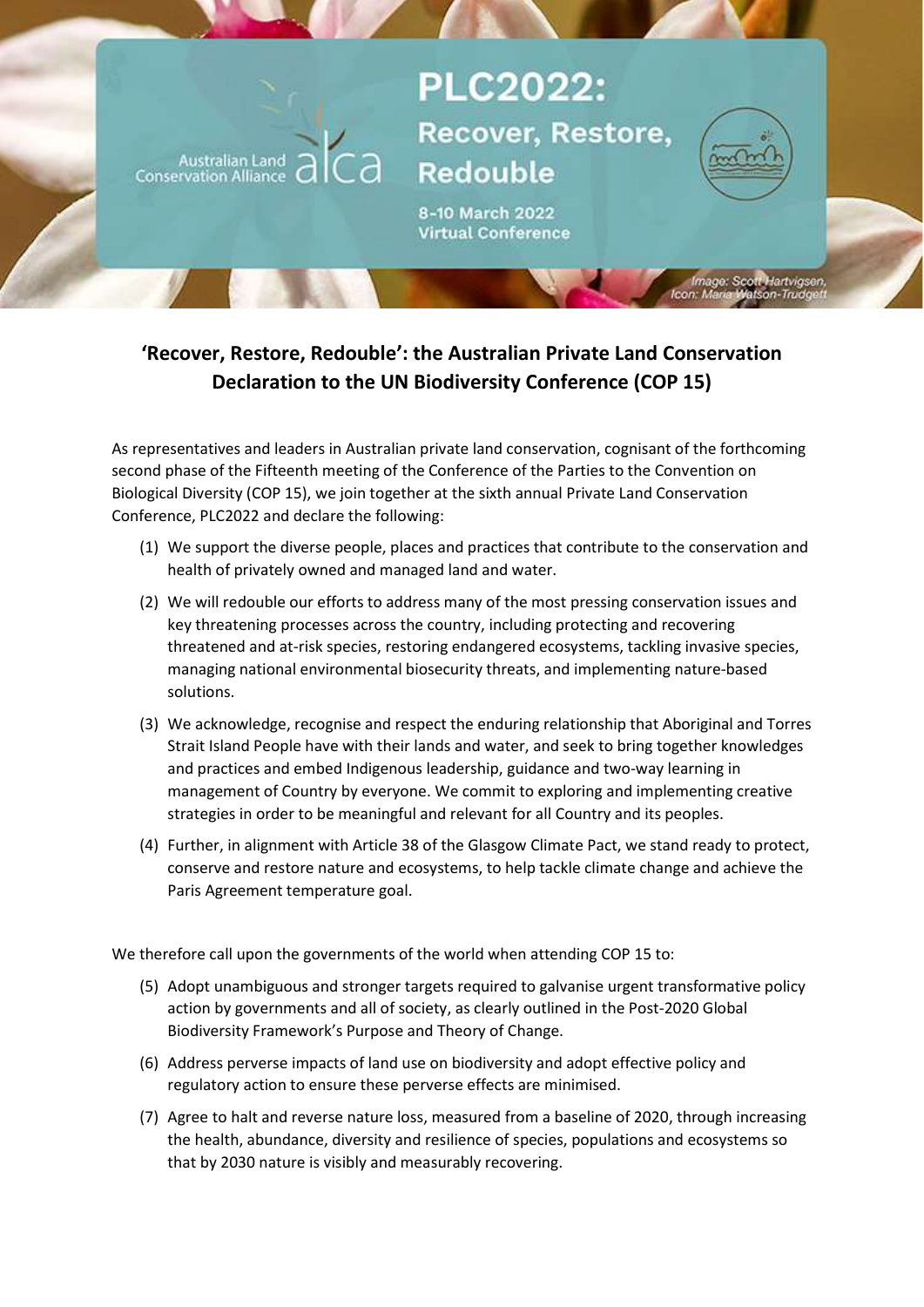Australian Land Conservation Alliance alca

# PLC2022: Recover, Restore, Redouble

8-10 March 2022
Virtual Conference

*Image: Scott Hartvigsen, Icon: Maria Watson-Trudgett*

## 'Recover, Restore, Redouble': the Australian Private Land Conservation Declaration to the UN Biodiversity Conference (COP 15)

As representatives and leaders in Australian private land conservation, cognisant of the forthcoming second phase of the Fifteenth meeting of the Conference of the Parties to the Convention on Biological Diversity (COP 15), we join together at the sixth annual Private Land Conservation Conference, PLC2022 and declare the following:

(1) We support the diverse people, places and practices that contribute to the conservation and health of privately owned and managed land and water.

(2) We will redouble our efforts to address many of the most pressing conservation issues and key threatening processes across the country, including protecting and recovering threatened and at-risk species, restoring endangered ecosystems, tackling invasive species, managing national environmental biosecurity threats, and implementing nature-based solutions.

(3) We acknowledge, recognise and respect the enduring relationship that Aboriginal and Torres Strait Island People have with their lands and water, and seek to bring together knowledges and practices and embed Indigenous leadership, guidance and two-way learning in management of Country by everyone. We commit to exploring and implementing creative strategies in order to be meaningful and relevant for all Country and its peoples.

(4) Further, in alignment with Article 38 of the Glasgow Climate Pact, we stand ready to protect, conserve and restore nature and ecosystems, to help tackle climate change and achieve the Paris Agreement temperature goal.

We therefore call upon the governments of the world when attending COP 15 to:

(5) Adopt unambiguous and stronger targets required to galvanise urgent transformative policy action by governments and all of society, as clearly outlined in the Post-2020 Global Biodiversity Framework's Purpose and Theory of Change.

(6) Address perverse impacts of land use on biodiversity and adopt effective policy and regulatory action to ensure these perverse effects are minimised.

(7) Agree to halt and reverse nature loss, measured from a baseline of 2020, through increasing the health, abundance, diversity and resilience of species, populations and ecosystems so that by 2030 nature is visibly and measurably recovering.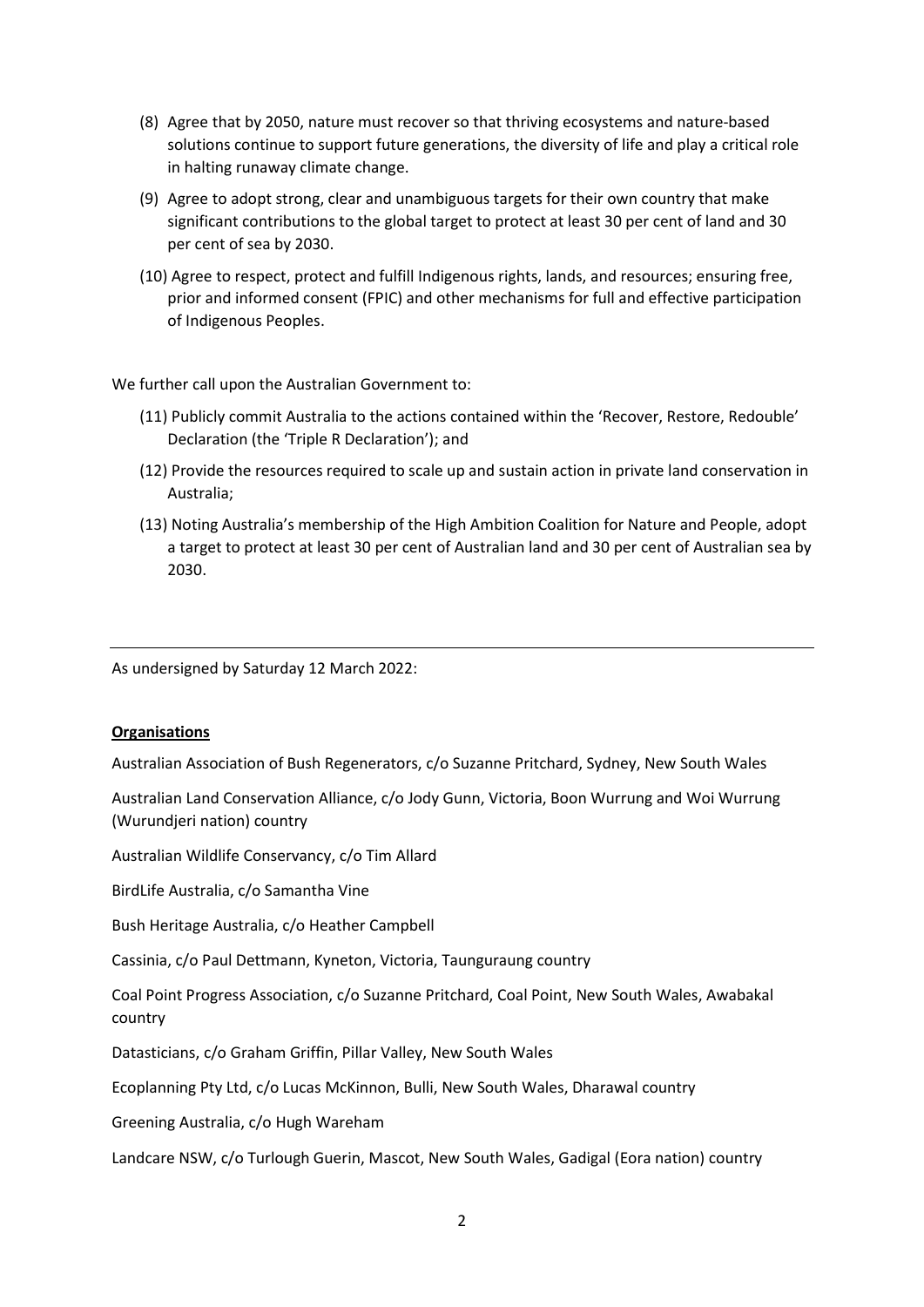(8) Agree that by 2050, nature must recover so that thriving ecosystems and nature-based solutions continue to support future generations, the diversity of life and play a critical role in halting runaway climate change.

(9) Agree to adopt strong, clear and unambiguous targets for their own country that make significant contributions to the global target to protect at least 30 per cent of land and 30 per cent of sea by 2030.

(10) Agree to respect, protect and fulfill Indigenous rights, lands, and resources; ensuring free, prior and informed consent (FPIC) and other mechanisms for full and effective participation of Indigenous Peoples.

We further call upon the Australian Government to:

(11) Publicly commit Australia to the actions contained within the 'Recover, Restore, Redouble' Declaration (the 'Triple R Declaration'); and

(12) Provide the resources required to scale up and sustain action in private land conservation in Australia;

(13) Noting Australia's membership of the High Ambition Coalition for Nature and People, adopt a target to protect at least 30 per cent of Australian land and 30 per cent of Australian sea by 2030.

---

As undersigned by Saturday 12 March 2022:

**Organisations**

Australian Association of Bush Regenerators, c/o Suzanne Pritchard, Sydney, New South Wales

Australian Land Conservation Alliance, c/o Jody Gunn, Victoria, Boon Wurrung and Woi Wurrung (Wurundjeri nation) country

Australian Wildlife Conservancy, c/o Tim Allard

BirdLife Australia, c/o Samantha Vine

Bush Heritage Australia, c/o Heather Campbell

Cassinia, c/o Paul Dettmann, Kyneton, Victoria, Taunguraung country

Coal Point Progress Association, c/o Suzanne Pritchard, Coal Point, New South Wales, Awabakal country

Datasticians, c/o Graham Griffin, Pillar Valley, New South Wales

Ecoplanning Pty Ltd, c/o Lucas McKinnon, Bulli, New South Wales, Dharawal country

Greening Australia, c/o Hugh Wareham

Landcare NSW, c/o Turlough Guerin, Mascot, New South Wales, Gadigal (Eora nation) country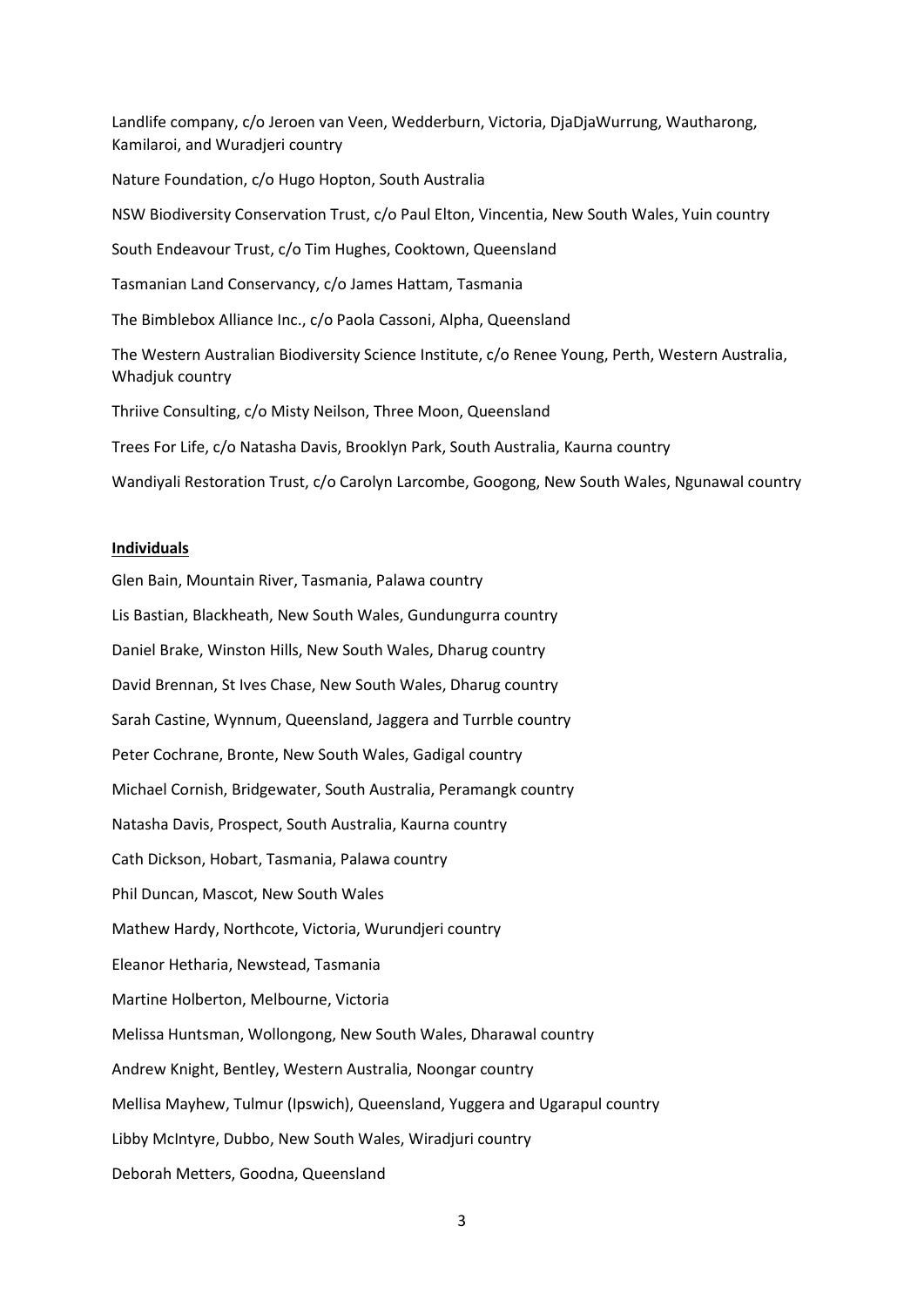Landlife company, c/o Jeroen van Veen, Wedderburn, Victoria, DjaDjaWurrung, Wautharong, Kamilaroi, and Wuradjeri country

Nature Foundation, c/o Hugo Hopton, South Australia

NSW Biodiversity Conservation Trust, c/o Paul Elton, Vincentia, New South Wales, Yuin country

South Endeavour Trust, c/o Tim Hughes, Cooktown, Queensland

Tasmanian Land Conservancy, c/o James Hattam, Tasmania

The Bimblebox Alliance Inc., c/o Paola Cassoni, Alpha, Queensland

The Western Australian Biodiversity Science Institute, c/o Renee Young, Perth, Western Australia, Whadjuk country

Thriive Consulting, c/o Misty Neilson, Three Moon, Queensland

Trees For Life, c/o Natasha Davis, Brooklyn Park, South Australia, Kaurna country

Wandiyali Restoration Trust, c/o Carolyn Larcombe, Googong, New South Wales, Ngunawal country

**Individuals**

Glen Bain, Mountain River, Tasmania, Palawa country

Lis Bastian, Blackheath, New South Wales, Gundungurra country

Daniel Brake, Winston Hills, New South Wales, Dharug country

David Brennan, St Ives Chase, New South Wales, Dharug country

Sarah Castine, Wynnum, Queensland, Jaggera and Turrble country

Peter Cochrane, Bronte, New South Wales, Gadigal country

Michael Cornish, Bridgewater, South Australia, Peramangk country

Natasha Davis, Prospect, South Australia, Kaurna country

Cath Dickson, Hobart, Tasmania, Palawa country

Phil Duncan, Mascot, New South Wales

Mathew Hardy, Northcote, Victoria, Wurundjeri country

Eleanor Hetharia, Newstead, Tasmania

Martine Holberton, Melbourne, Victoria

Melissa Huntsman, Wollongong, New South Wales, Dharawal country

Andrew Knight, Bentley, Western Australia, Noongar country

Mellisa Mayhew, Tulmur (Ipswich), Queensland, Yuggera and Ugarapul country

Libby McIntyre, Dubbo, New South Wales, Wiradjuri country

Deborah Metters, Goodna, Queensland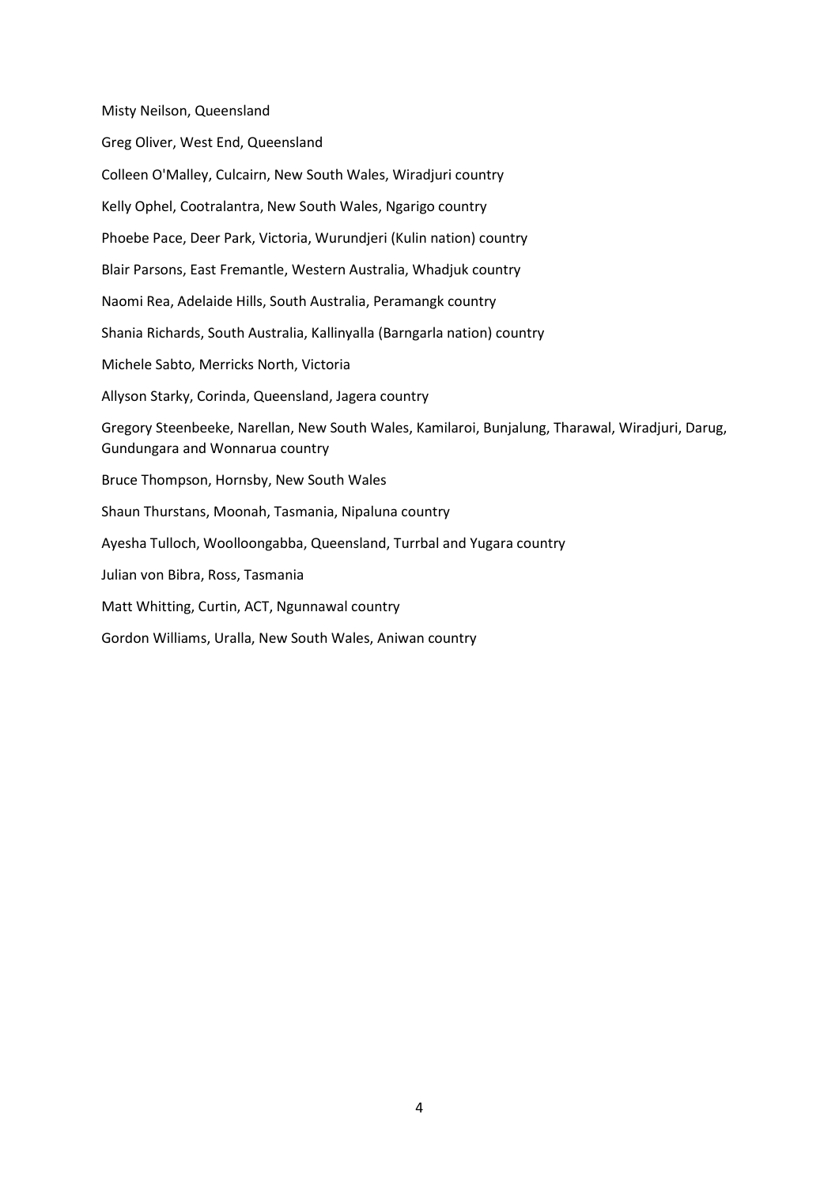Misty Neilson, Queensland

Greg Oliver, West End, Queensland

Colleen O'Malley, Culcairn, New South Wales, Wiradjuri country

Kelly Ophel, Cootralantra, New South Wales, Ngarigo country

Phoebe Pace, Deer Park, Victoria, Wurundjeri (Kulin nation) country

Blair Parsons, East Fremantle, Western Australia, Whadjuk country

Naomi Rea, Adelaide Hills, South Australia, Peramangk country

Shania Richards, South Australia, Kallinyalla (Barngarla nation) country

Michele Sabto, Merricks North, Victoria

Allyson Starky, Corinda, Queensland, Jagera country

Gregory Steenbeeke, Narellan, New South Wales, Kamilaroi, Bunjalung, Tharawal, Wiradjuri, Darug, Gundungara and Wonnarua country

Bruce Thompson, Hornsby, New South Wales

Shaun Thurstans, Moonah, Tasmania, Nipaluna country

Ayesha Tulloch, Woolloongabba, Queensland, Turrbal and Yugara country

Julian von Bibra, Ross, Tasmania

Matt Whitting, Curtin, ACT, Ngunnawal country

Gordon Williams, Uralla, New South Wales, Aniwan country